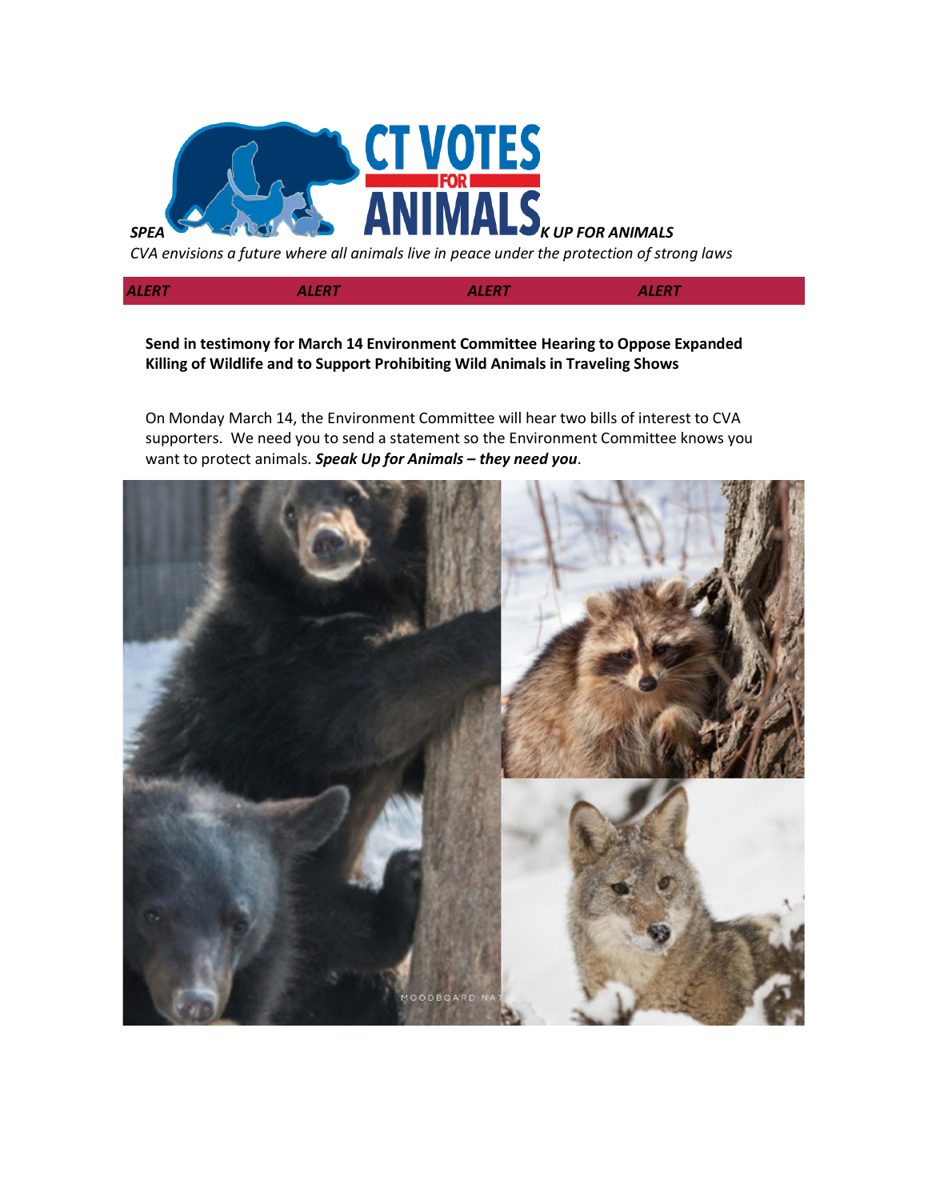***SPEAK UP FOR ANIMALS***

*CVA envisions a future where all animals live in peace under the protection of strong laws*

***ALERT ALERT ALERT ALERT***

**Send in testimony for March 14 Environment Committee Hearing to Oppose Expanded Killing of Wildlife and to Support Prohibiting Wild Animals in Traveling Shows**

On Monday March 14, the Environment Committee will hear two bills of interest to CVA supporters. We need you to send a statement so the Environment Committee knows you want to protect animals. ***Speak Up for Animals – they need you***.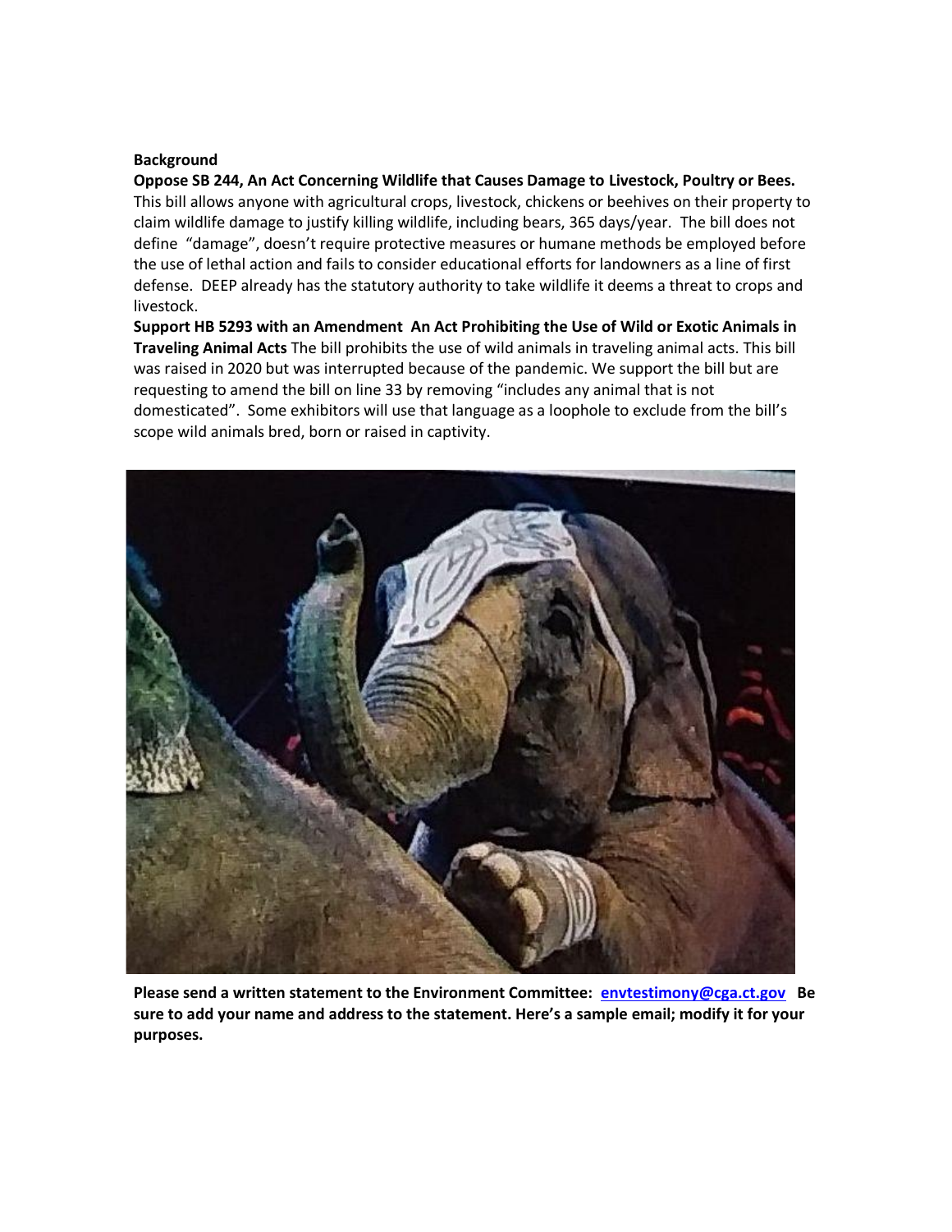**Background**

**Oppose SB 244, An Act Concerning Wildlife that Causes Damage to Livestock, Poultry or Bees.** This bill allows anyone with agricultural crops, livestock, chickens or beehives on their property to claim wildlife damage to justify killing wildlife, including bears, 365 days/year. The bill does not define "damage", doesn't require protective measures or humane methods be employed before the use of lethal action and fails to consider educational efforts for landowners as a line of first defense. DEEP already has the statutory authority to take wildlife it deems a threat to crops and livestock.

**Support HB 5293 with an Amendment An Act Prohibiting the Use of Wild or Exotic Animals in Traveling Animal Acts** The bill prohibits the use of wild animals in traveling animal acts. This bill was raised in 2020 but was interrupted because of the pandemic. We support the bill but are requesting to amend the bill on line 33 by removing "includes any animal that is not domesticated". Some exhibitors will use that language as a loophole to exclude from the bill's scope wild animals bred, born or raised in captivity.

**Please send a written statement to the Environment Committee: [envtestimony@cga.ct.gov](mailto:envtestimony@cga.ct.gov) Be sure to add your name and address to the statement. Here's a sample email; modify it for your purposes.**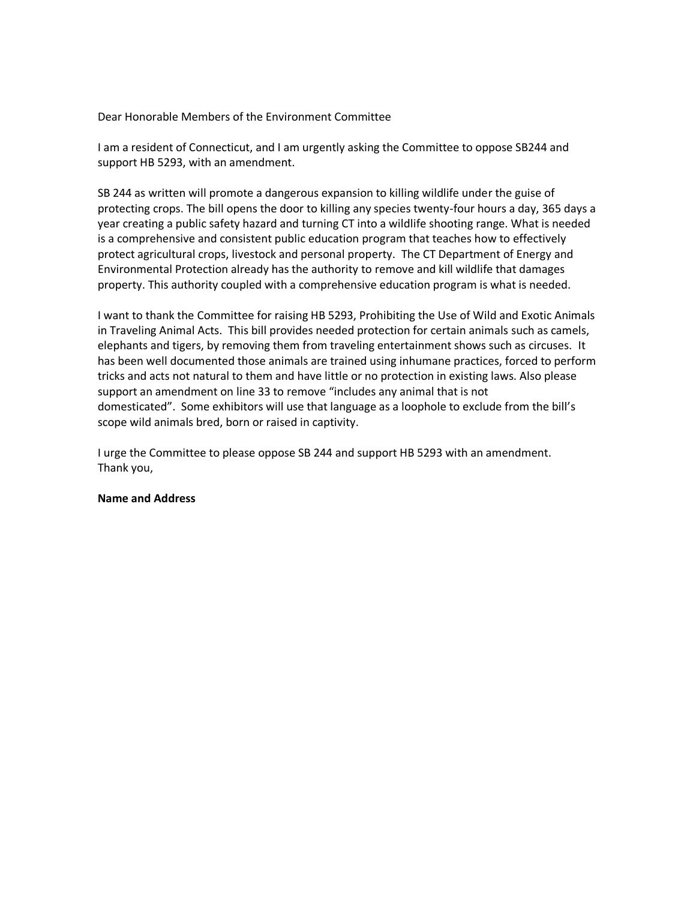Dear Honorable Members of the Environment Committee

I am a resident of Connecticut, and I am urgently asking the Committee to oppose SB244 and support HB 5293, with an amendment.

SB 244 as written will promote a dangerous expansion to killing wildlife under the guise of protecting crops. The bill opens the door to killing any species twenty-four hours a day, 365 days a year creating a public safety hazard and turning CT into a wildlife shooting range. What is needed is a comprehensive and consistent public education program that teaches how to effectively protect agricultural crops, livestock and personal property. The CT Department of Energy and Environmental Protection already has the authority to remove and kill wildlife that damages property. This authority coupled with a comprehensive education program is what is needed.

I want to thank the Committee for raising HB 5293, Prohibiting the Use of Wild and Exotic Animals in Traveling Animal Acts. This bill provides needed protection for certain animals such as camels, elephants and tigers, by removing them from traveling entertainment shows such as circuses. It has been well documented those animals are trained using inhumane practices, forced to perform tricks and acts not natural to them and have little or no protection in existing laws. Also please support an amendment on line 33 to remove "includes any animal that is not domesticated". Some exhibitors will use that language as a loophole to exclude from the bill's scope wild animals bred, born or raised in captivity.

I urge the Committee to please oppose SB 244 and support HB 5293 with an amendment.
Thank you,

**Name and Address**